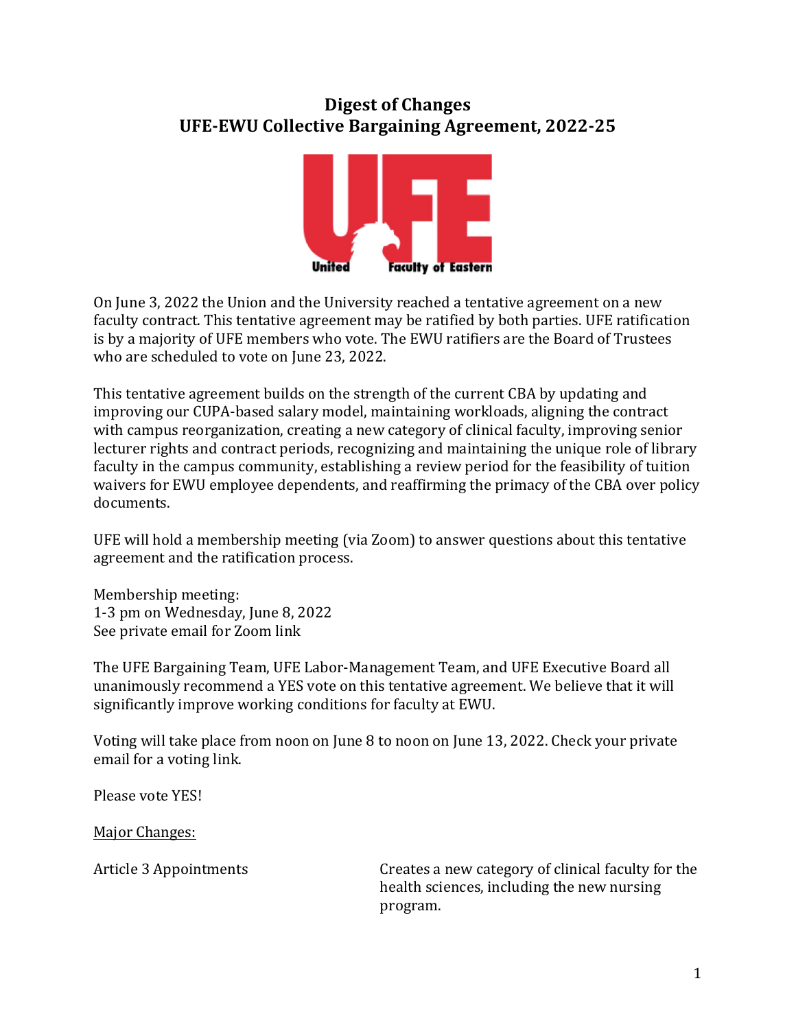# Digest of Changes
# UFE-EWU Collective Bargaining Agreement, 2022-25

United Faculty of Eastern

On June 3, 2022 the Union and the University reached a tentative agreement on a new faculty contract. This tentative agreement may be ratified by both parties. UFE ratification is by a majority of UFE members who vote. The EWU ratifiers are the Board of Trustees who are scheduled to vote on June 23, 2022.

This tentative agreement builds on the strength of the current CBA by updating and improving our CUPA-based salary model, maintaining workloads, aligning the contract with campus reorganization, creating a new category of clinical faculty, improving senior lecturer rights and contract periods, recognizing and maintaining the unique role of library faculty in the campus community, establishing a review period for the feasibility of tuition waivers for EWU employee dependents, and reaffirming the primacy of the CBA over policy documents.

UFE will hold a membership meeting (via Zoom) to answer questions about this tentative agreement and the ratification process.

Membership meeting:
1-3 pm on Wednesday, June 8, 2022
See private email for Zoom link

The UFE Bargaining Team, UFE Labor-Management Team, and UFE Executive Board all unanimously recommend a YES vote on this tentative agreement. We believe that it will significantly improve working conditions for faculty at EWU.

Voting will take place from noon on June 8 to noon on June 13, 2022. Check your private email for a voting link.

Please vote YES!

Major Changes:

| | |
|---|---|
| Article 3 Appointments | Creates a new category of clinical faculty for the health sciences, including the new nursing program. |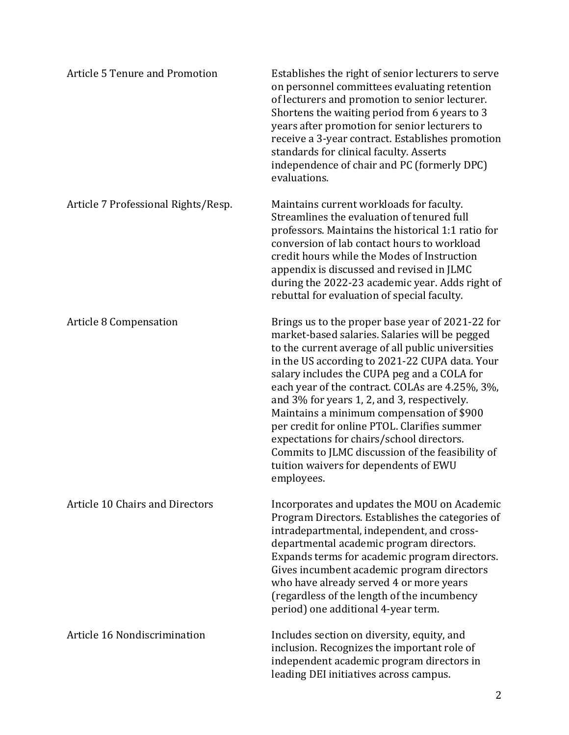| | |
|---|---|
| Article 5 Tenure and Promotion | Establishes the right of senior lecturers to serve on personnel committees evaluating retention of lecturers and promotion to senior lecturer. Shortens the waiting period from 6 years to 3 years after promotion for senior lecturers to receive a 3-year contract. Establishes promotion standards for clinical faculty. Asserts independence of chair and PC (formerly DPC) evaluations. |
| Article 7 Professional Rights/Resp. | Maintains current workloads for faculty. Streamlines the evaluation of tenured full professors. Maintains the historical 1:1 ratio for conversion of lab contact hours to workload credit hours while the Modes of Instruction appendix is discussed and revised in JLMC during the 2022-23 academic year. Adds right of rebuttal for evaluation of special faculty. |
| Article 8 Compensation | Brings us to the proper base year of 2021-22 for market-based salaries. Salaries will be pegged to the current average of all public universities in the US according to 2021-22 CUPA data. Your salary includes the CUPA peg and a COLA for each year of the contract. COLAs are 4.25%, 3%, and 3% for years 1, 2, and 3, respectively. Maintains a minimum compensation of $900 per credit for online PTOL. Clarifies summer expectations for chairs/school directors. Commits to JLMC discussion of the feasibility of tuition waivers for dependents of EWU employees. |
| Article 10 Chairs and Directors | Incorporates and updates the MOU on Academic Program Directors. Establishes the categories of intradepartmental, independent, and cross-departmental academic program directors. Expands terms for academic program directors. Gives incumbent academic program directors who have already served 4 or more years (regardless of the length of the incumbency period) one additional 4-year term. |
| Article 16 Nondiscrimination | Includes section on diversity, equity, and inclusion. Recognizes the important role of independent academic program directors in leading DEI initiatives across campus. |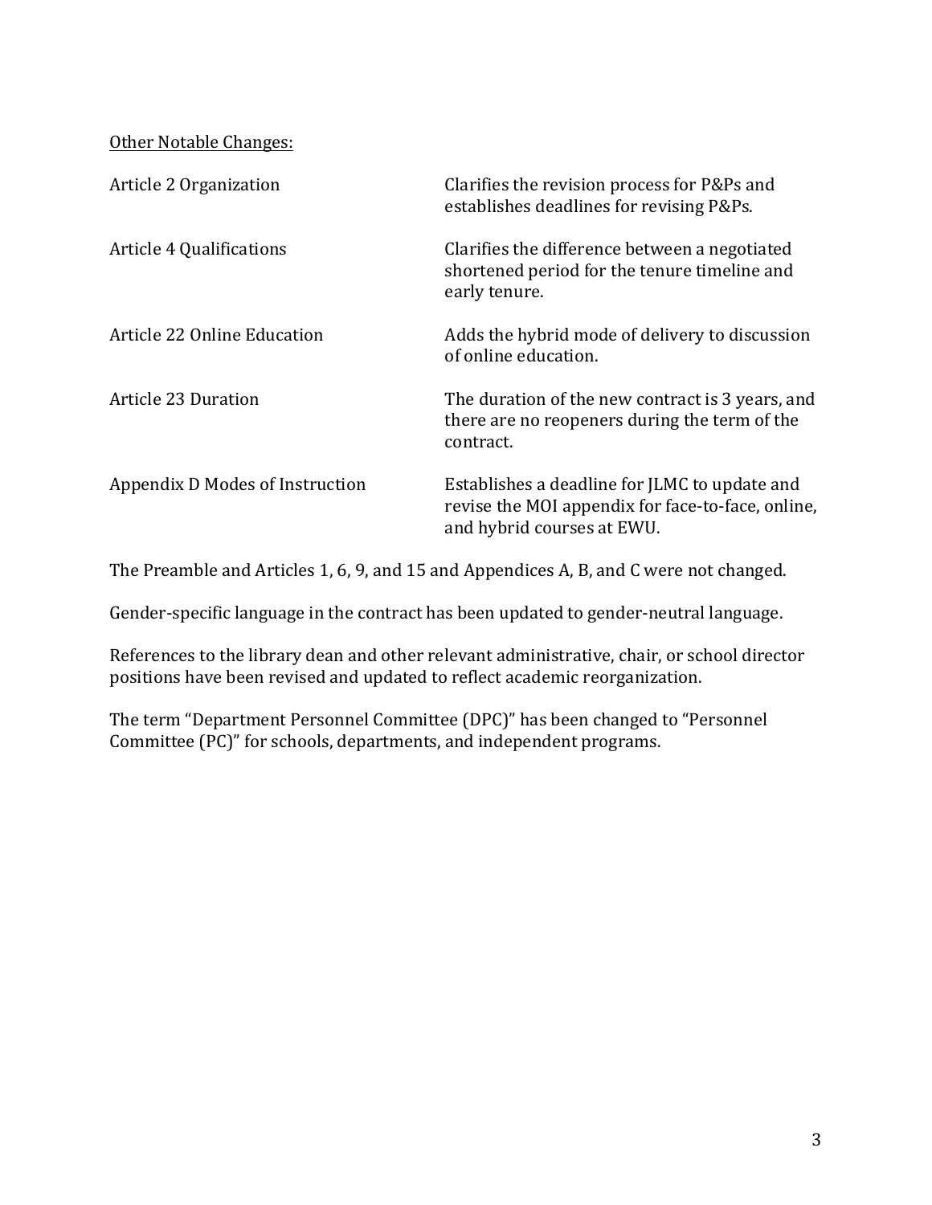Other Notable Changes:

| | |
|---|---|
| Article 2 Organization | Clarifies the revision process for P&Ps and establishes deadlines for revising P&Ps. |
| Article 4 Qualifications | Clarifies the difference between a negotiated shortened period for the tenure timeline and early tenure. |
| Article 22 Online Education | Adds the hybrid mode of delivery to discussion of online education. |
| Article 23 Duration | The duration of the new contract is 3 years, and there are no reopeners during the term of the contract. |
| Appendix D Modes of Instruction | Establishes a deadline for JLMC to update and revise the MOI appendix for face-to-face, online, and hybrid courses at EWU. |

The Preamble and Articles 1, 6, 9, and 15 and Appendices A, B, and C were not changed.

Gender-specific language in the contract has been updated to gender-neutral language.

References to the library dean and other relevant administrative, chair, or school director positions have been revised and updated to reflect academic reorganization.

The term "Department Personnel Committee (DPC)" has been changed to "Personnel Committee (PC)" for schools, departments, and independent programs.